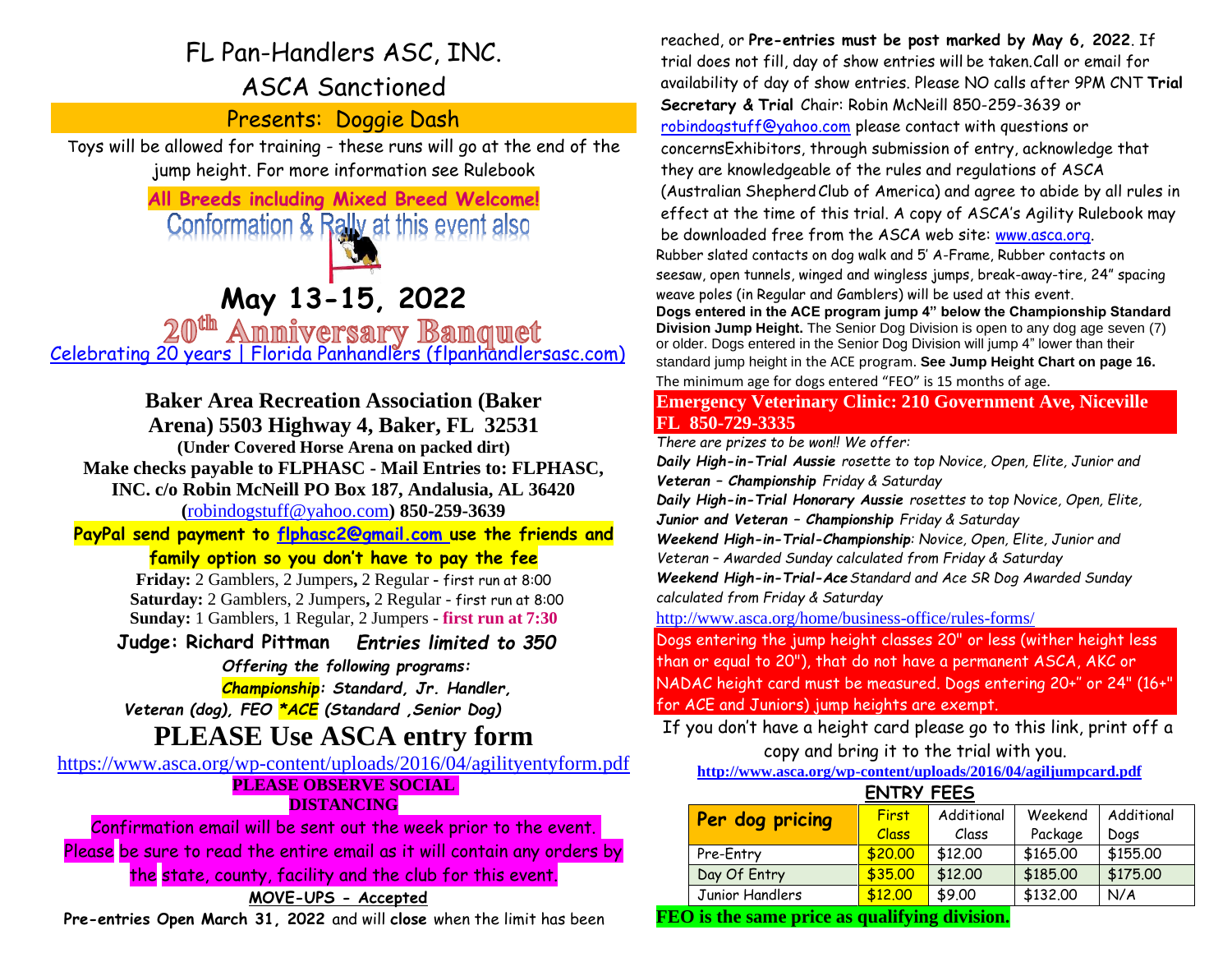# FL Pan-Handlers ASC, INC.

## ASCA Sanctioned

## Presents: Doggie Dash

Toys will be allowed for training - these runs will go at the end of the jump height. For more information see Rulebook

**All Breeds including Mixed Breed Welcome!**

Conformation & Rally at this event also

# May 13-15, 2022

## 20th Anniversary Banquet

[Celebrating 20 years | Florida Panhandlers (flpanhandlersasc.com)](flpanhandlersasc.com)

**Baker Area Recreation Association (Baker Arena) 5503 Highway 4, Baker, FL 32531**

**(Under Covered Horse Arena on packed dirt)**

**Make checks payable to FLPHASC - Mail Entries to: FLPHASC, INC. c/o Robin McNeill PO Box 187, Andalusia, AL 36420 (**robindogstuff@yahoo.com**) 850-259-3639**

**PayPal send payment to flphasc2@gmail.com use the friends and family option so you don't have to pay the fee**

**Friday:** 2 Gamblers, 2 Jumpers**,** 2 Regular - first run at 8:00
**Saturday:** 2 Gamblers, 2 Jumpers**,** 2 Regular - first run at 8:00
**Sunday:** 1 Gamblers, 1 Regular, 2 Jumpers - **first run at 7:30**

**Judge: Richard Pittman** ***Entries limited to 350***

***Offering the following programs:***

***Championship: Standard, Jr. Handler, Veteran (dog), FEO *ACE (Standard ,Senior Dog)***

# PLEASE Use ASCA entry form

https://www.asca.org/wp-content/uploads/2016/04/agilityentyform.pdf

**PLEASE OBSERVE SOCIAL DISTANCING**

Confirmation email will be sent out the week prior to the event. Please be sure to read the entire email as it will contain any orders by the state, county, facility and the club for this event.

**MOVE-UPS - Accepted**

**Pre-entries Open March 31, 2022** and will **close** when the limit has been reached, or **Pre-entries must be post marked by May 6, 2022**. If trial does not fill, day of show entries will be taken.Call or email for availability of day of show entries. Please NO calls after 9PM CNT **Trial Secretary & Trial** Chair: Robin McNeill 850-259-3639 or robindogstuff@yahoo.com please contact with questions or concernsExhibitors, through submission of entry, acknowledge that they are knowledgeable of the rules and regulations of ASCA (Australian Shepherd Club of America) and agree to abide by all rules in effect at the time of this trial. A copy of ASCA's Agility Rulebook may be downloaded free from the ASCA web site: www.asca.org.

Rubber slated contacts on dog walk and 5' A-Frame, Rubber contacts on seesaw, open tunnels, winged and wingless jumps, break-away-tire, 24" spacing weave poles (in Regular and Gamblers) will be used at this event.

**Dogs entered in the ACE program jump 4" below the Championship Standard Division Jump Height.** The Senior Dog Division is open to any dog age seven (7) or older. Dogs entered in the Senior Dog Division will jump 4" lower than their standard jump height in the ACE program. **See Jump Height Chart on page 16.**

The minimum age for dogs entered "FEO" is 15 months of age.

**Emergency Veterinary Clinic: 210 Government Ave, Niceville FL 850-729-3335**

*There are prizes to be won!! We offer:*

***Daily High-in-Trial Aussie** rosette to top Novice, Open, Elite, Junior and **Veteran – Championship** Friday & Saturday*

***Daily High-in-Trial Honorary Aussie** rosettes to top Novice, Open, Elite, **Junior and Veteran – Championship** Friday & Saturday*

***Weekend High-in-Trial-Championship**: Novice, Open, Elite, Junior and Veteran – Awarded Sunday calculated from Friday & Saturday*

***Weekend High-in-Trial-Ace** Standard and Ace SR Dog Awarded Sunday calculated from Friday & Saturday*

http://www.asca.org/home/business-office/rules-forms/

Dogs entering the jump height classes 20" or less (wither height less than or equal to 20"), that do not have a permanent ASCA, AKC or NADAC height card must be measured. Dogs entering 20+" or 24" (16+" for ACE and Juniors) jump heights are exempt.

If you don't have a height card please go to this link, print off a copy and bring it to the trial with you.

**http://www.asca.org/wp-content/uploads/2016/04/agiljumpcard.pdf**

**ENTRY FEES**

| Per dog pricing | First Class | Additional Class | Weekend Package | Additional Dogs |
|---|---|---|---|---|
| Pre-Entry | $20.00 | $12.00 | $165.00 | $155.00 |
| Day Of Entry | $35.00 | $12.00 | $185.00 | $175.00 |
| Junior Handlers | $12.00 | $9.00 | $132.00 | N/A |

**FEO is the same price as qualifying division.**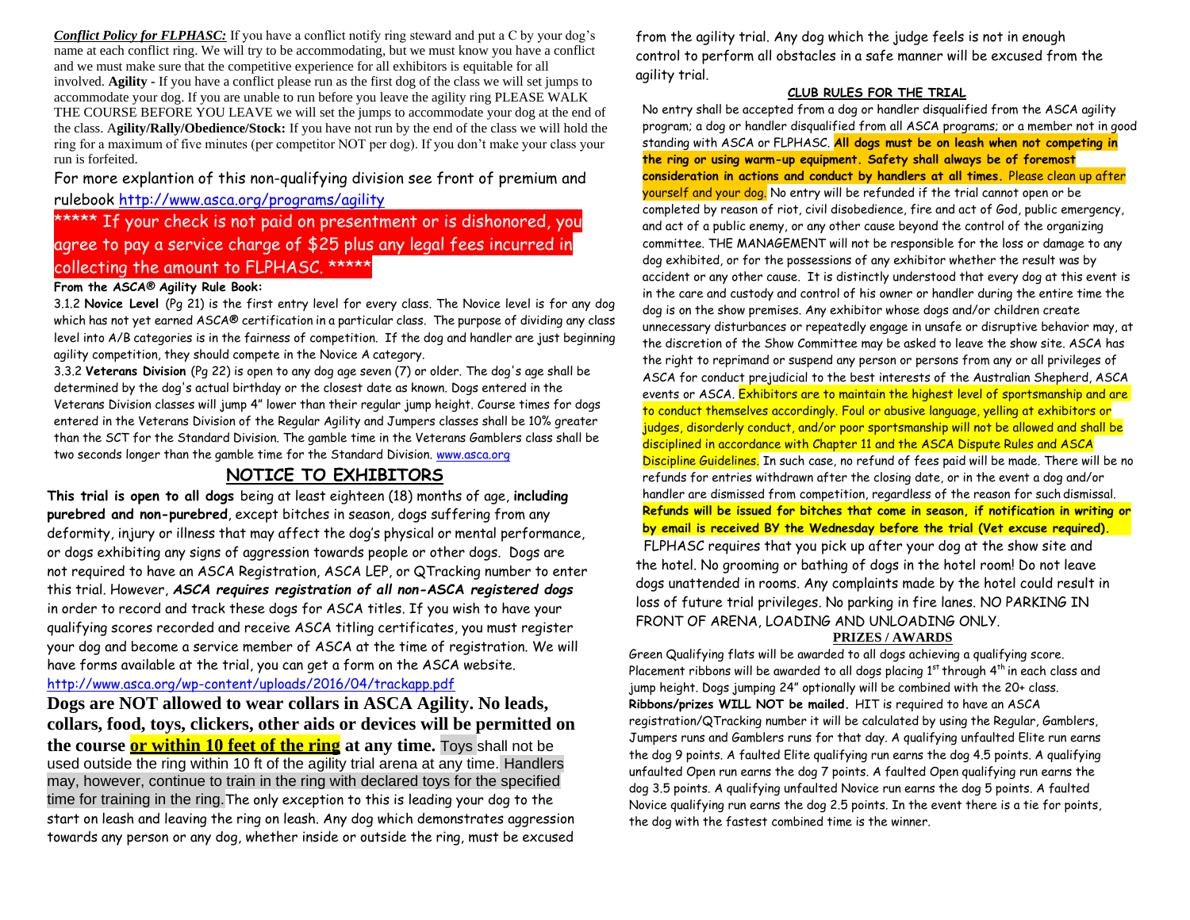***Conflict Policy for FLPHASC:*** If you have a conflict notify ring steward and put a C by your dog's name at each conflict ring. We will try to be accommodating, but we must know you have a conflict and we must make sure that the competitive experience for all exhibitors is equitable for all involved. **Agility -** If you have a conflict please run as the first dog of the class we will set jumps to accommodate your dog. If you are unable to run before you leave the agility ring PLEASE WALK THE COURSE BEFORE YOU LEAVE we will set the jumps to accommodate your dog at the end of the class. **Agility/Rally/Obedience/Stock:** If you have not run by the end of the class we will hold the ring for a maximum of five minutes (per competitor NOT per dog). If you don't make your class your run is forfeited.

For more explantion of this non-qualifying division see front of premium and rulebook http://www.asca.org/programs/agility

***** If your check is not paid on presentment or is dishonored, you agree to pay a service charge of $25 plus any legal fees incurred in collecting the amount to FLPHASC. *****

**From the ASCA® Agility Rule Book:**

3.1.2 **Novice Level** (Pg 21) is the first entry level for every class. The Novice level is for any dog which has not yet earned ASCA® certification in a particular class. The purpose of dividing any class level into A/B categories is in the fairness of competition. If the dog and handler are just beginning agility competition, they should compete in the Novice A category.

3.3.2 **Veterans Division** (Pg 22) is open to any dog age seven (7) or older. The dog's age shall be determined by the dog's actual birthday or the closest date as known. Dogs entered in the Veterans Division classes will jump 4" lower than their regular jump height. Course times for dogs entered in the Veterans Division of the Regular Agility and Jumpers classes shall be 10% greater than the SCT for the Standard Division. The gamble time in the Veterans Gamblers class shall be two seconds longer than the gamble time for the Standard Division. www.asca.org

## NOTICE TO EXHIBITORS

**This trial is open to all dogs** being at least eighteen (18) months of age, **including purebred and non-purebred**, except bitches in season, dogs suffering from any deformity, injury or illness that may affect the dog's physical or mental performance, or dogs exhibiting any signs of aggression towards people or other dogs. Dogs are not required to have an ASCA Registration, ASCA LEP, or QTracking number to enter this trial. However, ***ASCA requires registration of all non-ASCA registered dogs*** in order to record and track these dogs for ASCA titles. If you wish to have your qualifying scores recorded and receive ASCA titling certificates, you must register your dog and become a service member of ASCA at the time of registration. We will have forms available at the trial, you can get a form on the ASCA website. http://www.asca.org/wp-content/uploads/2016/04/trackapp.pdf

**Dogs are NOT allowed to wear collars in ASCA Agility. No leads, collars, food, toys, clickers, other aids or devices will be permitted on the course or within 10 feet of the ring at any time.** Toys shall not be used outside the ring within 10 ft of the agility trial arena at any time. Handlers may, however, continue to train in the ring with declared toys for the specified time for training in the ring. The only exception to this is leading your dog to the start on leash and leaving the ring on leash. Any dog which demonstrates aggression towards any person or any dog, whether inside or outside the ring, must be excused from the agility trial. Any dog which the judge feels is not in enough control to perform all obstacles in a safe manner will be excused from the agility trial.

### CLUB RULES FOR THE TRIAL

No entry shall be accepted from a dog or handler disqualified from the ASCA agility program; a dog or handler disqualified from all ASCA programs; or a member not in good standing with ASCA or FLPHASC. **All dogs must be on leash when not competing in the ring or using warm-up equipment. Safety shall always be of foremost consideration in actions and conduct by handlers at all times.** Please clean up after yourself and your dog. No entry will be refunded if the trial cannot open or be completed by reason of riot, civil disobedience, fire and act of God, public emergency, and act of a public enemy, or any other cause beyond the control of the organizing committee. THE MANAGEMENT will not be responsible for the loss or damage to any dog exhibited, or for the possessions of any exhibitor whether the result was by accident or any other cause. It is distinctly understood that every dog at this event is in the care and custody and control of his owner or handler during the entire time the dog is on the show premises. Any exhibitor whose dogs and/or children create unnecessary disturbances or repeatedly engage in unsafe or disruptive behavior may, at the discretion of the Show Committee may be asked to leave the show site. ASCA has the right to reprimand or suspend any person or persons from any or all privileges of ASCA for conduct prejudicial to the best interests of the Australian Shepherd, ASCA events or ASCA. Exhibitors are to maintain the highest level of sportsmanship and are to conduct themselves accordingly. Foul or abusive language, yelling at exhibitors or judges, disorderly conduct, and/or poor sportsmanship will not be allowed and shall be disciplined in accordance with Chapter 11 and the ASCA Dispute Rules and ASCA Discipline Guidelines. In such case, no refund of fees paid will be made. There will be no refunds for entries withdrawn after the closing date, or in the event a dog and/or handler are dismissed from competition, regardless of the reason for such dismissal. **Refunds will be issued for bitches that come in season, if notification in writing or by email is received BY the Wednesday before the trial (Vet excuse required).**

FLPHASC requires that you pick up after your dog at the show site and the hotel. No grooming or bathing of dogs in the hotel room! Do not leave dogs unattended in rooms. Any complaints made by the hotel could result in loss of future trial privileges. No parking in fire lanes. NO PARKING IN FRONT OF ARENA, LOADING AND UNLOADING ONLY.

### PRIZES / AWARDS

Green Qualifying flats will be awarded to all dogs achieving a qualifying score. Placement ribbons will be awarded to all dogs placing 1st through 4th in each class and jump height. Dogs jumping 24" optionally will be combined with the 20+ class. **Ribbons/prizes WILL NOT be mailed.** HIT is required to have an ASCA registration/QTracking number it will be calculated by using the Regular, Gamblers, Jumpers runs and Gamblers runs for that day. A qualifying unfaulted Elite run earns the dog 9 points. A faulted Elite qualifying run earns the dog 4.5 points. A qualifying unfaulted Open run earns the dog 7 points. A faulted Open qualifying run earns the dog 3.5 points. A qualifying unfaulted Novice run earns the dog 5 points. A faulted Novice qualifying run earns the dog 2.5 points. In the event there is a tie for points, the dog with the fastest combined time is the winner.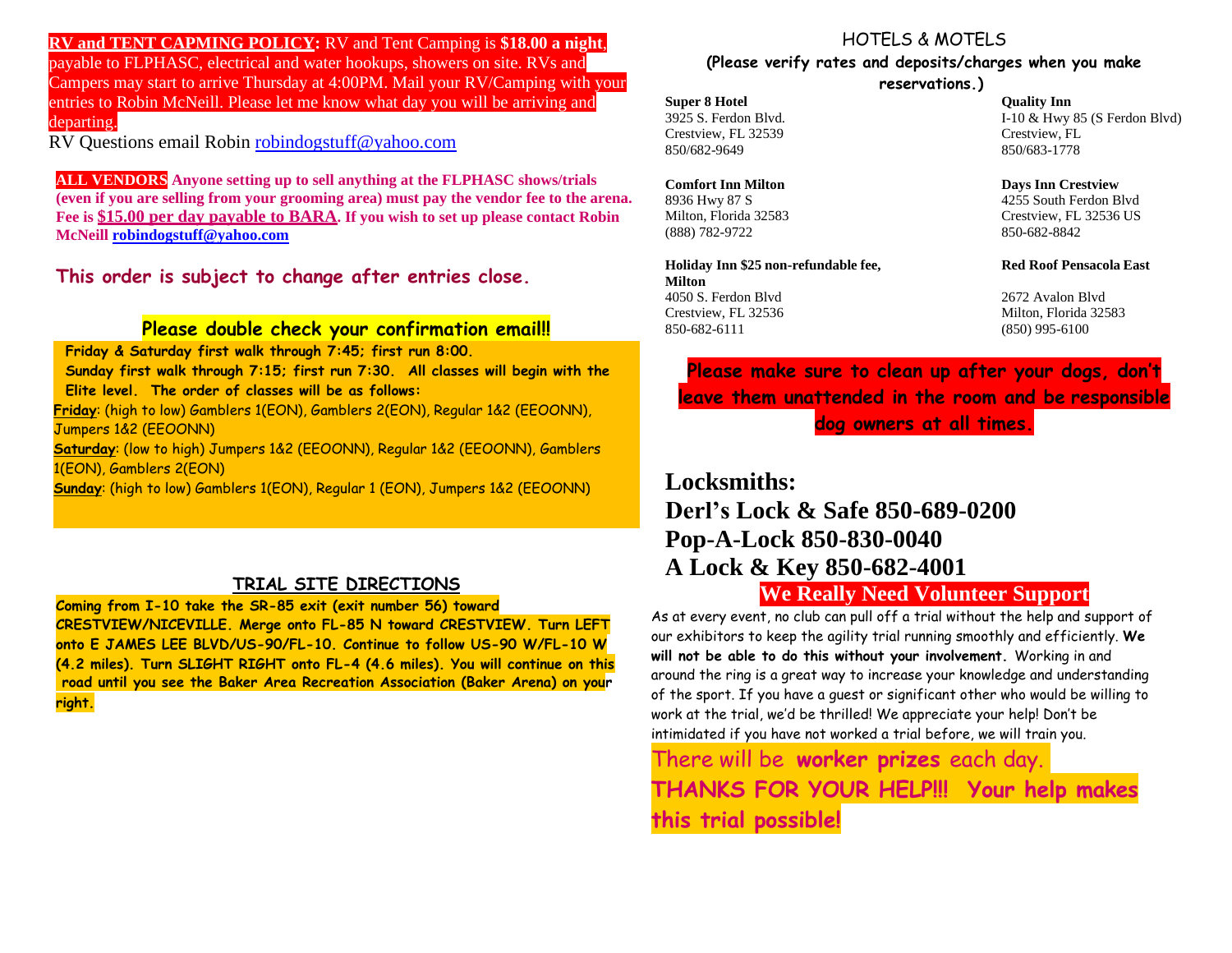**RV and TENT CAPMING POLICY:** RV and Tent Camping is **$18.00 a night**, payable to FLPHASC, electrical and water hookups, showers on site. RVs and Campers may start to arrive Thursday at 4:00PM. Mail your RV/Camping with your entries to Robin McNeill. Please let me know what day you will be arriving and departing.

RV Questions email Robin robindogstuff@yahoo.com

**ALL VENDORS Anyone setting up to sell anything at the FLPHASC shows/trials (even if you are selling from your grooming area) must pay the vendor fee to the arena. Fee is $15.00 per day payable to BARA. If you wish to set up please contact Robin McNeill robindogstuff@yahoo.com**

**This order is subject to change after entries close.**

**Please double check your confirmation email!!**

**Friday & Saturday first walk through 7:45; first run 8:00.**
**Sunday first walk through 7:15; first run 7:30. All classes will begin with the Elite level. The order of classes will be as follows:**

**Friday**: (high to low) Gamblers 1(EON), Gamblers 2(EON), Regular 1&2 (EEOONN), Jumpers 1&2 (EEOONN)

**Saturday**: (low to high) Jumpers 1&2 (EEOONN), Regular 1&2 (EEOONN), Gamblers 1(EON), Gamblers 2(EON)

**Sunday**: (high to low) Gamblers 1(EON), Regular 1 (EON), Jumpers 1&2 (EEOONN)

## TRIAL SITE DIRECTIONS

**Coming from I-10 take the SR-85 exit (exit number 56) toward CRESTVIEW/NICEVILLE. Merge onto FL-85 N toward CRESTVIEW. Turn LEFT onto E JAMES LEE BLVD/US-90/FL-10. Continue to follow US-90 W/FL-10 W (4.2 miles). Turn SLIGHT RIGHT onto FL-4 (4.6 miles). You will continue on this road until you see the Baker Area Recreation Association (Baker Arena) on your right.**

## HOTELS & MOTELS

**(Please verify rates and deposits/charges when you make reservations.)**

**Super 8 Hotel**
3925 S. Ferdon Blvd.
Crestview, FL 32539
850/682-9649

**Quality Inn**
I-10 & Hwy 85 (S Ferdon Blvd)
Crestview, FL
850/683-1778

**Comfort Inn Milton**
8936 Hwy 87 S
Milton, Florida 32583
(888) 782-9722

**Days Inn Crestview**
4255 South Ferdon Blvd
Crestview, FL 32536 US
850-682-8842

**Holiday Inn $25 non-refundable fee, Milton**
4050 S. Ferdon Blvd
Crestview, FL 32536
850-682-6111

**Red Roof Pensacola East**
2672 Avalon Blvd
Milton, Florida 32583
(850) 995-6100

**Please make sure to clean up after your dogs, don't leave them unattended in the room and be responsible dog owners at all times.**

## Locksmiths:

**Derl's Lock & Safe 850-689-0200**
**Pop-A-Lock 850-830-0040**
**A Lock & Key 850-682-4001**

## We Really Need Volunteer Support

As at every event, no club can pull off a trial without the help and support of our exhibitors to keep the agility trial running smoothly and efficiently. **We will not be able to do this without your involvement.** Working in and around the ring is a great way to increase your knowledge and understanding of the sport. If you have a guest or significant other who would be willing to work at the trial, we'd be thrilled! We appreciate your help! Don't be intimidated if you have not worked a trial before, we will train you.

There will be **worker prizes** each day.

**THANKS FOR YOUR HELP!!! Your help makes this trial possible!**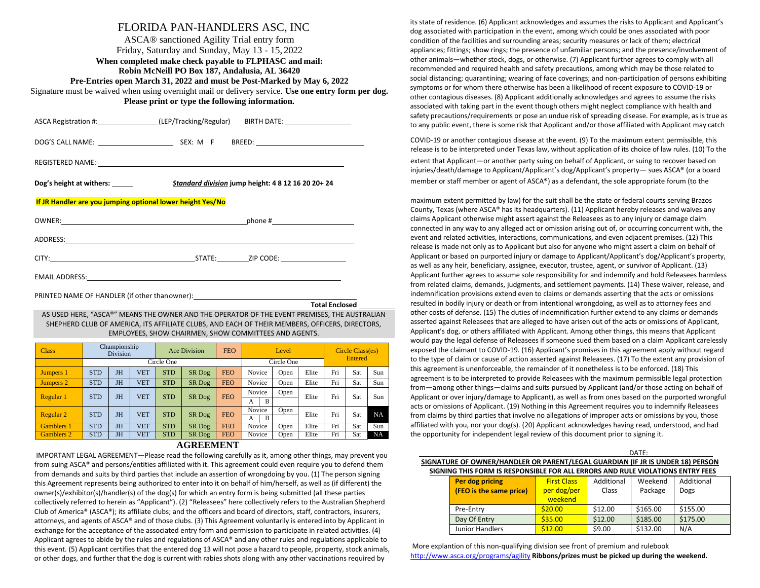# FLORIDA PAN-HANDLERS ASC, INC

ASCA® sanctioned Agility Trial entry form

Friday, Saturday and Sunday, May 13 - 15, 2022

**When completed make check payable to FLPHASC and mail:**

**Robin McNeill PO Box 187, Andalusia, AL 36420**

**Pre-Entries open March 31, 2022 and must be Post-Marked by May 6, 2022**

Signature must be waived when using overnight mail or delivery service. **Use one entry form per dog.**

**Please print or type the following information.**

ASCA Registration #: ________________ (LEP/Tracking/Regular) BIRTH DATE: ________________

DOG'S CALL NAME: ________________ SEX: M F BREED: ________________

REGISTERED NAME: ________________________________

**Dog's height at withers:** ______ ***Standard division* jump height: 4 8 12 16 20 20+ 24**

**If JR Handler are you jumping optional lower height Yes/No**

OWNER: ________________________________ phone # ________________

ADDRESS: ________________________________

CITY: ________________ STATE: ________ ZIP CODE: ________________

EMAIL ADDRESS: ________________________________

PRINTED NAME OF HANDLER (if other than owner): ________________________________

**Total Enclosed** ________

AS USED HERE, "ASCA®" MEANS THE OWNER AND THE OPERATOR OF THE EVENT PREMISES, THE AUSTRALIAN SHEPHERD CLUB OF AMERICA, ITS AFFILIATE CLUBS, AND EACH OF THEIR MEMBERS, OFFICERS, DIRECTORS, EMPLOYEES, SHOW CHAIRMEN, SHOW COMMITTEES AND AGENTS.

| Class | Championship Division | | | Ace Division | | FEO | Level | | | Circle Class(es) Entered | | |
|---|---|---|---|---|---|---|---|---|---|---|---|---|
| | Circle One | | | | | | Circle One | | | | | |
| Jumpers 1 | STD | JH | VET | STD | SR Dog | FEO | Novice | Open | Elite | Fri | Sat | Sun |
| Jumpers 2 | STD | JH | VET | STD | SR Dog | FEO | Novice | Open | Elite | Fri | Sat | Sun |
| Regular 1 | STD | JH | VET | STD | SR Dog | FEO | Novice (A B) | Open | Elite | Fri | Sat | Sun |
| Regular 2 | STD | JH | VET | STD | SR Dog | FEO | Novice (A B) | Open | Elite | Fri | Sat | NA |
| Gamblers 1 | STD | JH | VET | STD | SR Dog | FEO | Novice | Open | Elite | Fri | Sat | Sun |
| Gamblers 2 | STD | JH | VET | STD | SR Dog | FEO | Novice | Open | Elite | Fri | Sat | NA |

## AGREEMENT

IMPORTANT LEGAL AGREEMENT—Please read the following carefully as it, among other things, may prevent you from suing ASCA® and persons/entities affiliated with it. This agreement could even require you to defend them from demands and suits by third parties that include an assertion of wrongdoing by you. (1) The person signing this Agreement represents being authorized to enter into it on behalf of him/herself, as well as (if different) the owner(s)/exhibitor(s)/handler(s) of the dog(s) for which an entry form is being submitted (all these parties collectively referred to herein as "Applicant"). (2) "Releasees" here collectively refers to the Australian Shepherd Club of America® (ASCA®); its affiliate clubs; and the officers and board of directors, staff, contractors, insurers, attorneys, and agents of ASCA® and of those clubs. (3) This Agreement voluntarily is entered into by Applicant in exchange for the acceptance of the associated entry form and permission to participate in related activities. (4) Applicant agrees to abide by the rules and regulations of ASCA® and any other rules and regulations applicable to this event. (5) Applicant certifies that the entered dog 13 will not pose a hazard to people, property, stock animals, or other dogs, and further that the dog is current with rabies shots along with any other vaccinations required by its state of residence. (6) Applicant acknowledges and assumes the risks to Applicant and Applicant's dog associated with participation in the event, among which could be ones associated with poor condition of the facilities and surrounding areas; security measures or lack of them; electrical appliances; fittings; show rings; the presence of unfamiliar persons; and the presence/involvement of other animals—whether stock, dogs, or otherwise. (7) Applicant further agrees to comply with all recommended and required health and safety precautions, among which may be those related to social distancing; quarantining; wearing of face coverings; and non-participation of persons exhibiting symptoms or for whom there otherwise has been a likelihood of recent exposure to COVID-19 or other contagious diseases. (8) Applicant additionally acknowledges and agrees to assume the risks associated with taking part in the event though others might neglect compliance with health and safety precautions/requirements or pose an undue risk of spreading disease. For example, as is true as to any public event, there is some risk that Applicant and/or those affiliated with Applicant may catch COVID-19 or another contagious disease at the event. (9) To the maximum extent permissible, this release is to be interpreted under Texas law, without application of its choice of law rules. (10) To the extent that Applicant—or another party suing on behalf of Applicant, or suing to recover based on injuries/death/damage to Applicant/Applicant's dog/Applicant's property— sues ASCA® (or a board member or staff member or agent of ASCA®) as a defendant, the sole appropriate forum (to the maximum extent permitted by law) for the suit shall be the state or federal courts serving Brazos County, Texas (where ASCA® has its headquarters). (11) Applicant hereby releases and waives any claims Applicant otherwise might assert against the Releasees as to any injury or damage claim connected in any way to any alleged act or omission arising out of, or occurring concurrent with, the event and related activities, interactions, communications, and even adjacent premises. (12) This release is made not only as to Applicant but also for anyone who might assert a claim on behalf of Applicant or based on purported injury or damage to Applicant/Applicant's dog/Applicant's property, as well as any heir, beneficiary, assignee, executor, trustee, agent, or survivor of Applicant. (13) Applicant further agrees to assume sole responsibility for and indemnify and hold Releasees harmless from related claims, demands, judgments, and settlement payments. (14) These waiver, release, and indemnification provisions extend even to claims or demands asserting that the acts or omissions resulted in bodily injury or death or from intentional wrongdoing, as well as to attorney fees and other costs of defense. (15) The duties of indemnification further extend to any claims or demands asserted against Releasees that are alleged to have arisen out of the acts or omissions of Applicant, Applicant's dog, or others affiliated with Applicant. Among other things, this means that Applicant would pay the legal defense of Releasees if someone sued them based on a claim Applicant carelessly exposed the claimant to COVID-19. (16) Applicant's promises in this agreement apply without regard to the type of claim or cause of action asserted against Releasees. (17) To the extent any provision of this agreement is unenforceable, the remainder of it nonetheless is to be enforced. (18) This agreement is to be interpreted to provide Releasees with the maximum permissible legal protection from—among other things—claims and suits pursued by Applicant (and/or those acting on behalf of Applicant or over injury/damage to Applicant), as well as from ones based on the purported wrongful acts or omissions of Applicant. (19) Nothing in this Agreement requires you to indemnify Releasees from claims by third parties that involve no allegations of improper acts or omissions by you, those affiliated with you, nor your dog(s). (20) Applicant acknowledges having read, understood, and had the opportunity for independent legal review of this document prior to signing it.

________________________________ DATE: ________

**SIGNATURE OF OWNER/HANDLER OR PARENT/LEGAL GUARDIAN (IF JR IS UNDER 18) PERSON SIGNING THIS FORM IS RESPONSIBLE FOR ALL ERRORS AND RULE VIOLATIONS ENTRY FEES**

| **Per dog pricing (FEO is the same price)** | First Class per dog/per weekend | Additional Class | Weekend Package | Additional Dogs |
|---|---|---|---|---|
| Pre-Entry | $20.00 | $12.00 | $165.00 | $155.00 |
| Day Of Entry | $35.00 | $12.00 | $185.00 | $175.00 |
| Junior Handlers | $12.00 | $9.00 | $132.00 | N/A |

More explanation of this non-qualifying division see front of premium and rulebook http://www.asca.org/programs/agility **Ribbons/prizes must be picked up during the weekend.**